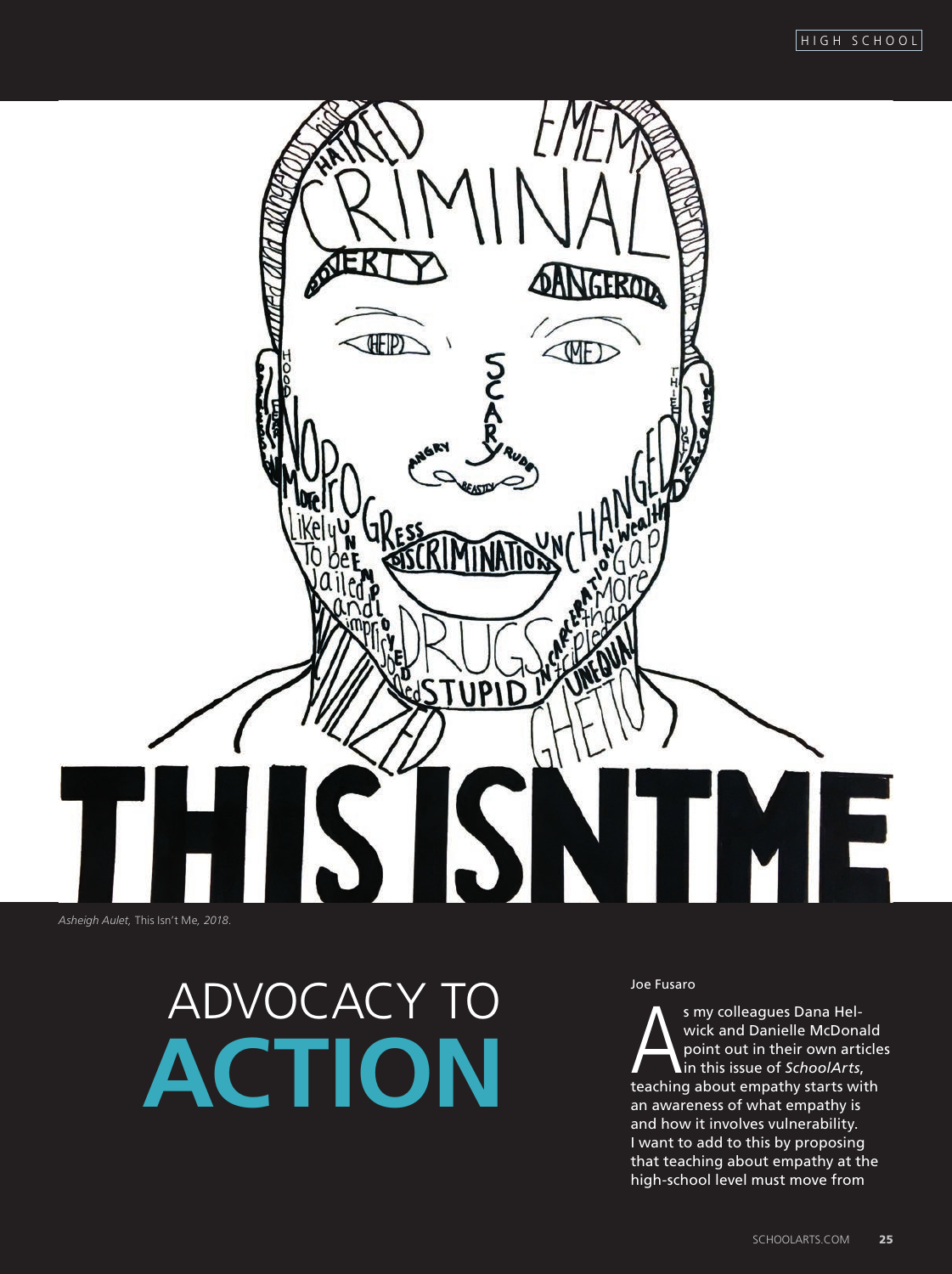*Asheigh Aulet*, This Isn't Me, *2018*.

# ADVOCACY TO **ACTION**

Joe Fusaro

As my colleagues Dana Helwick and Danielle McDonald point out in their own articles in this issue of *SchoolArts*, teaching about empathy starts with an awareness of what empathy is and how it involves vulnerability. I want to add to this by proposing that teaching about empathy at the high-school level must move from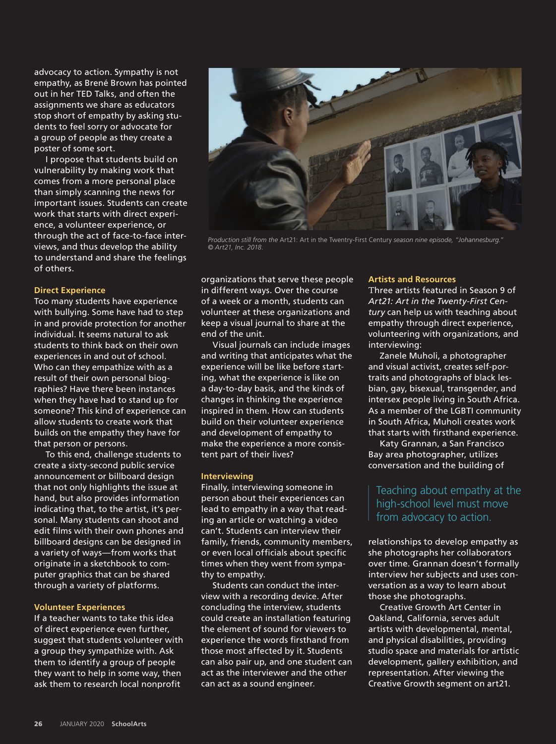advocacy to action. Sympathy is not empathy, as Brené Brown has pointed out in her TED Talks, and often the assignments we share as educators stop short of empathy by asking students to feel sorry or advocate for a group of people as they create a poster of some sort.

I propose that students build on vulnerability by making work that comes from a more personal place than simply scanning the news for important issues. Students can create work that starts with direct experience, a volunteer experience, or through the act of face-to-face interviews, and thus develop the ability to understand and share the feelings of others.

### Direct Experience

Too many students have experience with bullying. Some have had to step in and provide protection for another individual. It seems natural to ask students to think back on their own experiences in and out of school. Who can they empathize with as a result of their own personal biographies? Have there been instances when they have had to stand up for someone? This kind of experience can allow students to create work that builds on the empathy they have for that person or persons.

To this end, challenge students to create a sixty-second public service announcement or billboard design that not only highlights the issue at hand, but also provides information indicating that, to the artist, it's personal. Many students can shoot and edit films with their own phones and billboard designs can be designed in a variety of ways—from works that originate in a sketchbook to computer graphics that can be shared through a variety of platforms.

### Volunteer Experiences

If a teacher wants to take this idea of direct experience even further, suggest that students volunteer with a group they sympathize with. Ask them to identify a group of people they want to help in some way, then ask them to research local nonprofit organizations that serve these people in different ways. Over the course of a week or a month, students can volunteer at these organizations and keep a visual journal to share at the end of the unit.

Visual journals can include images and writing that anticipates what the experience will be like before starting, what the experience is like on a day-to-day basis, and the kinds of changes in thinking the experience inspired in them. How can students build on their volunteer experience and development of empathy to make the experience a more consistent part of their lives?

### Interviewing

Finally, interviewing someone in person about their experiences can lead to empathy in a way that reading an article or watching a video can't. Students can interview their family, friends, community members, or even local officials about specific times when they went from sympathy to empathy.

Students can conduct the interview with a recording device. After concluding the interview, students could create an installation featuring the element of sound for viewers to experience the words firsthand from those most affected by it. Students can also pair up, and one student can act as the interviewer and the other can act as a sound engineer.

*Production still from the* Art21: Art in the Twenty-First Century *season nine episode, "Johannesburg." © Art21, Inc. 2018.*

### Artists and Resources

Three artists featured in Season 9 of *Art21: Art in the Twenty-First Century* can help us with teaching about empathy through direct experience, volunteering with organizations, and interviewing:

Zanele Muholi, a photographer and visual activist, creates self-portraits and photographs of black lesbian, gay, bisexual, transgender, and intersex people living in South Africa. As a member of the LGBTI community in South Africa, Muholi creates work that starts with firsthand experience.

Katy Grannan, a San Francisco Bay area photographer, utilizes conversation and the building of relationships to develop empathy as she photographs her collaborators over time. Grannan doesn't formally interview her subjects and uses conversation as a way to learn about those she photographs.

> Teaching about empathy at the high-school level must move from advocacy to action.

Creative Growth Art Center in Oakland, California, serves adult artists with developmental, mental, and physical disabilities, providing studio space and materials for artistic development, gallery exhibition, and representation. After viewing the Creative Growth segment on art21.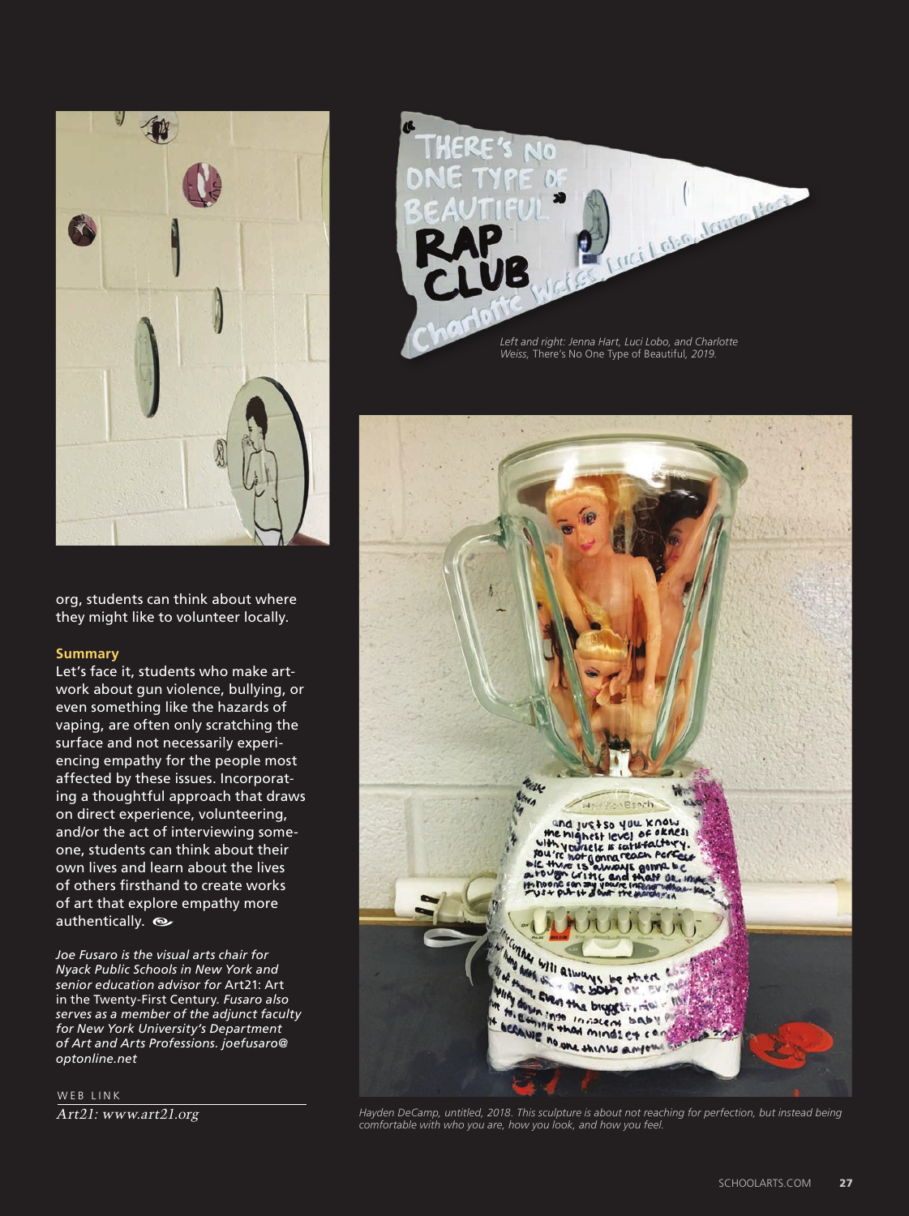org, students can think about where they might like to volunteer locally.

**Summary**

Let's face it, students who make artwork about gun violence, bullying, or even something like the hazards of vaping, are often only scratching the surface and not necessarily experiencing empathy for the people most affected by these issues. Incorporating a thoughtful approach that draws on direct experience, volunteering, and/or the act of interviewing someone, students can think about their own lives and learn about the lives of others firsthand to create works of art that explore empathy more authentically.

*Joe Fusaro is the visual arts chair for Nyack Public Schools in New York and senior education advisor for* Art21: Art in the Twenty-First Century. *Fusaro also serves as a member of the adjunct faculty for New York University's Department of Art and Arts Professions. joefusaro@optonline.net*

WEB LINK

*Art21: www.art21.org*

*Left and right: Jenna Hart, Luci Lobo, and Charlotte Weiss,* There's No One Type of Beautiful, *2019.*

*Hayden DeCamp, untitled, 2018. This sculpture is about not reaching for perfection, but instead being comfortable with who you are, how you look, and how you feel.*